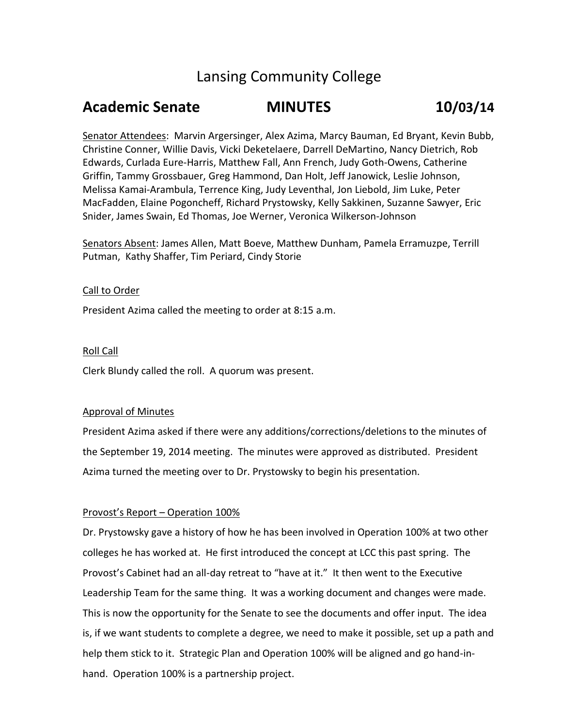# Lansing Community College

## Academic Senate MINUTES 10/03/14

Senator Attendees: Marvin Argersinger, Alex Azima, Marcy Bauman, Ed Bryant, Kevin Bubb, Christine Conner, Willie Davis, Vicki Deketelaere, Darrell DeMartino, Nancy Dietrich, Rob Edwards, Curlada Eure-Harris, Matthew Fall, Ann French, Judy Goth-Owens, Catherine Griffin, Tammy Grossbauer, Greg Hammond, Dan Holt, Jeff Janowick, Leslie Johnson, Melissa Kamai-Arambula, Terrence King, Judy Leventhal, Jon Liebold, Jim Luke, Peter MacFadden, Elaine Pogoncheff, Richard Prystowsky, Kelly Sakkinen, Suzanne Sawyer, Eric Snider, James Swain, Ed Thomas, Joe Werner, Veronica Wilkerson-Johnson

Senators Absent: James Allen, Matt Boeve, Matthew Dunham, Pamela Erramuzpe, Terrill Putman, Kathy Shaffer, Tim Periard, Cindy Storie

### Call to Order

President Azima called the meeting to order at 8:15 a.m.

### Roll Call

Clerk Blundy called the roll. A quorum was present.

### Approval of Minutes

President Azima asked if there were any additions/corrections/deletions to the minutes of the September 19, 2014 meeting. The minutes were approved as distributed. President Azima turned the meeting over to Dr. Prystowsky to begin his presentation.

### Provost's Report – Operation 100%

Dr. Prystowsky gave a history of how he has been involved in Operation 100% at two other colleges he has worked at. He first introduced the concept at LCC this past spring. The Provost's Cabinet had an all-day retreat to "have at it." It then went to the Executive Leadership Team for the same thing. It was a working document and changes were made. This is now the opportunity for the Senate to see the documents and offer input. The idea is, if we want students to complete a degree, we need to make it possible, set up a path and help them stick to it. Strategic Plan and Operation 100% will be aligned and go hand-in-hand. Operation 100% is a partnership project.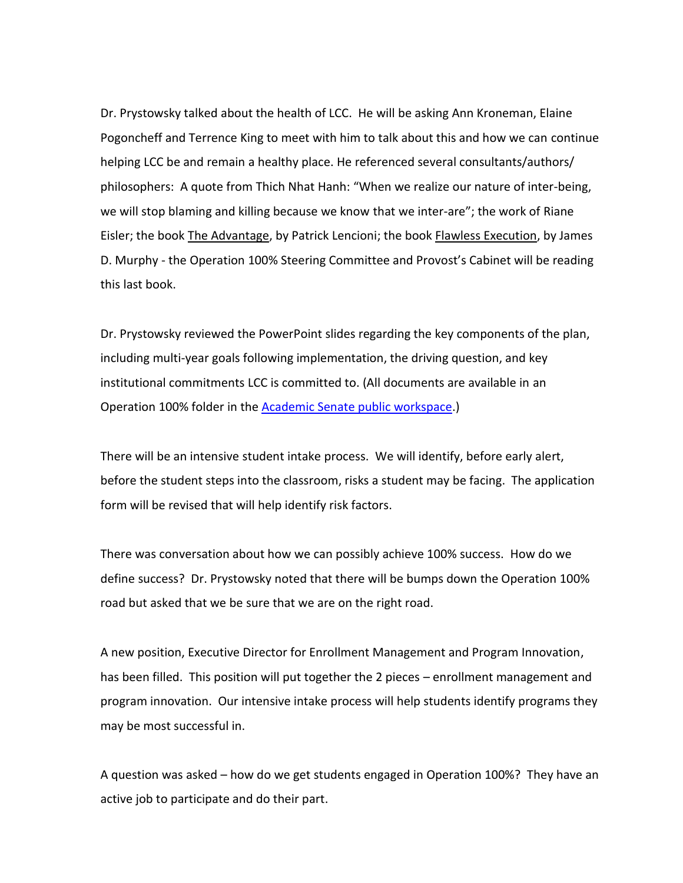Dr. Prystowsky talked about the health of LCC. He will be asking Ann Kroneman, Elaine Pogoncheff and Terrence King to meet with him to talk about this and how we can continue helping LCC be and remain a healthy place. He referenced several consultants/authors/ philosophers: A quote from Thich Nhat Hanh: "When we realize our nature of inter-being, we will stop blaming and killing because we know that we inter-are"; the work of Riane Eisler; the book The Advantage, by Patrick Lencioni; the book Flawless Execution, by James D. Murphy - the Operation 100% Steering Committee and Provost's Cabinet will be reading this last book.

Dr. Prystowsky reviewed the PowerPoint slides regarding the key components of the plan, including multi-year goals following implementation, the driving question, and key institutional commitments LCC is committed to. (All documents are available in an Operation 100% folder in the Academic Senate public workspace.)

There will be an intensive student intake process. We will identify, before early alert, before the student steps into the classroom, risks a student may be facing. The application form will be revised that will help identify risk factors.

There was conversation about how we can possibly achieve 100% success. How do we define success? Dr. Prystowsky noted that there will be bumps down the Operation 100% road but asked that we be sure that we are on the right road.

A new position, Executive Director for Enrollment Management and Program Innovation, has been filled. This position will put together the 2 pieces – enrollment management and program innovation. Our intensive intake process will help students identify programs they may be most successful in.

A question was asked – how do we get students engaged in Operation 100%? They have an active job to participate and do their part.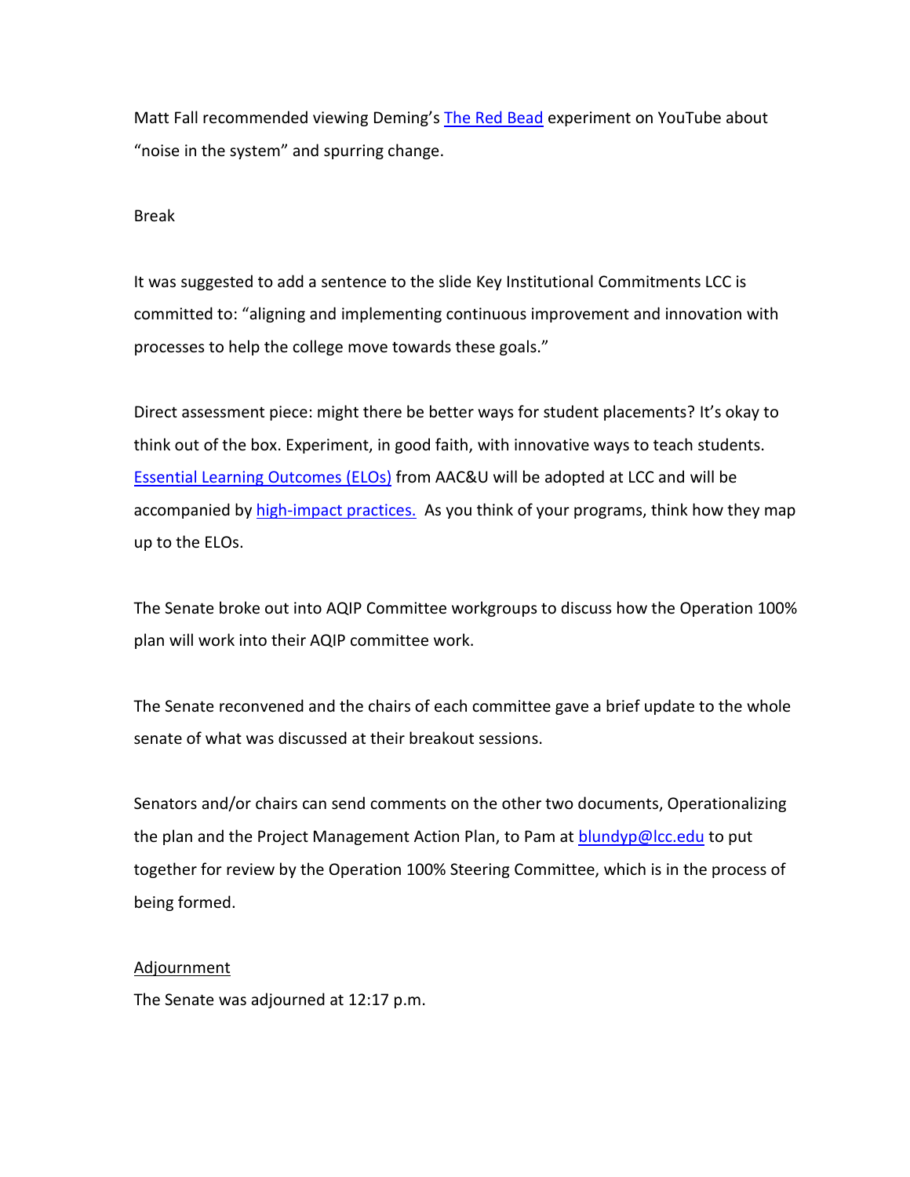Matt Fall recommended viewing Deming's The Red Bead experiment on YouTube about "noise in the system" and spurring change.

Break

It was suggested to add a sentence to the slide Key Institutional Commitments LCC is committed to: "aligning and implementing continuous improvement and innovation with processes to help the college move towards these goals."

Direct assessment piece: might there be better ways for student placements? It's okay to think out of the box. Experiment, in good faith, with innovative ways to teach students. Essential Learning Outcomes (ELOs) from AAC&U will be adopted at LCC and will be accompanied by high-impact practices. As you think of your programs, think how they map up to the ELOs.

The Senate broke out into AQIP Committee workgroups to discuss how the Operation 100% plan will work into their AQIP committee work.

The Senate reconvened and the chairs of each committee gave a brief update to the whole senate of what was discussed at their breakout sessions.

Senators and/or chairs can send comments on the other two documents, Operationalizing the plan and the Project Management Action Plan, to Pam at blundyp@lcc.edu to put together for review by the Operation 100% Steering Committee, which is in the process of being formed.

Adjournment

The Senate was adjourned at 12:17 p.m.